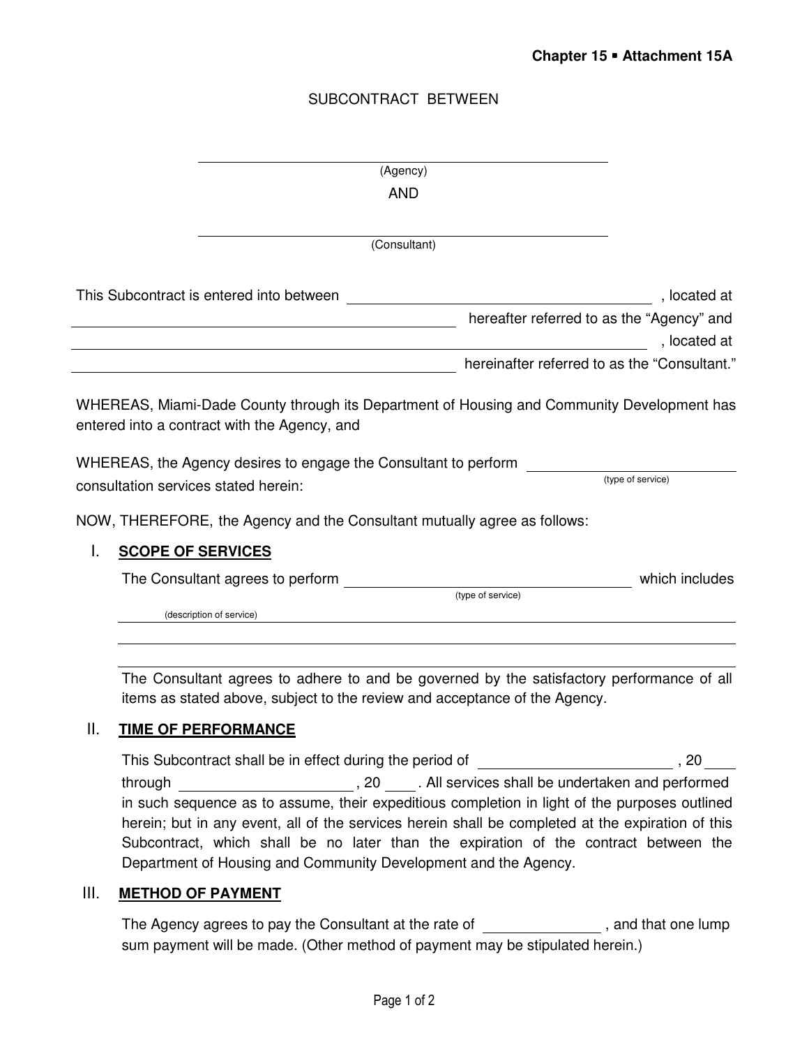SUBCONTRACT BETWEEN

______________________________________________
(Agency)

AND

______________________________________________
(Consultant)

This Subcontract is entered into between ______________________________ , located at ______________________________ hereafter referred to as the "Agency" and ______________________________ , located at ______________________________ hereinafter referred to as the "Consultant."

WHEREAS, Miami-Dade County through its Department of Housing and Community Development has entered into a contract with the Agency, and

WHEREAS, the Agency desires to engage the Consultant to perform ______________________ (type of service) consultation services stated herein:

NOW, THEREFORE, the Agency and the Consultant mutually agree as follows:

## I. SCOPE OF SERVICES

The Consultant agrees to perform ______________________________ (type of service) which includes

______________________________________________ (description of service)

______________________________________________

______________________________________________

The Consultant agrees to adhere to and be governed by the satisfactory performance of all items as stated above, subject to the review and acceptance of the Agency.

## II. TIME OF PERFORMANCE

This Subcontract shall be in effect during the period of ______________________ , 20 ____ through ______________________ , 20 ____ . All services shall be undertaken and performed in such sequence as to assume, their expeditious completion in light of the purposes outlined herein; but in any event, all of the services herein shall be completed at the expiration of this Subcontract, which shall be no later than the expiration of the contract between the Department of Housing and Community Development and the Agency.

## III. METHOD OF PAYMENT

The Agency agrees to pay the Consultant at the rate of ______________ , and that one lump sum payment will be made. (Other method of payment may be stipulated herein.)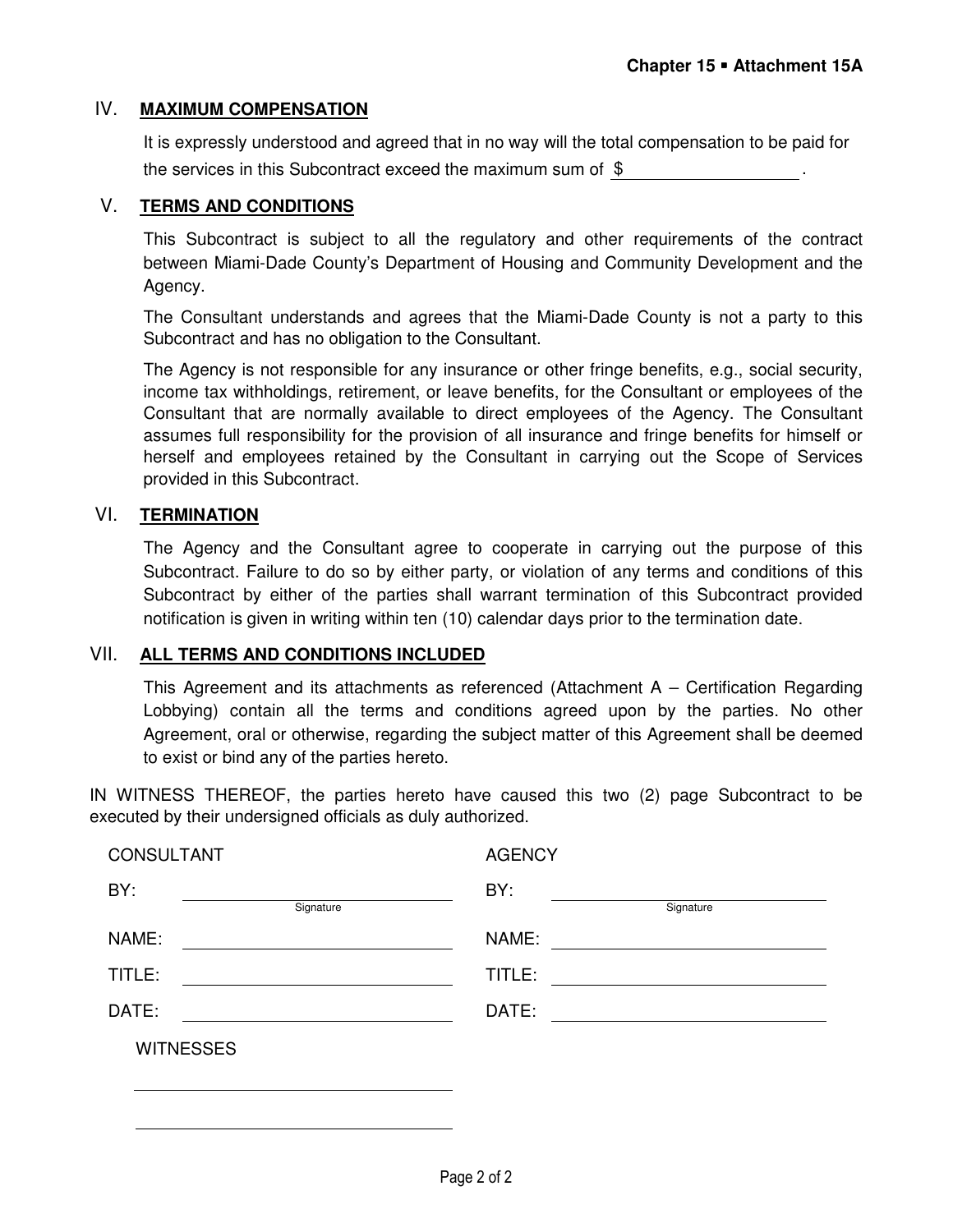## IV. MAXIMUM COMPENSATION

It is expressly understood and agreed that in no way will the total compensation to be paid for the services in this Subcontract exceed the maximum sum of $\_\_\_\_\_\_\_\_\_\_\_\_\_\_\_\_\_\_.

## V. TERMS AND CONDITIONS

This Subcontract is subject to all the regulatory and other requirements of the contract between Miami-Dade County's Department of Housing and Community Development and the Agency.

The Consultant understands and agrees that the Miami-Dade County is not a party to this Subcontract and has no obligation to the Consultant.

The Agency is not responsible for any insurance or other fringe benefits, e.g., social security, income tax withholdings, retirement, or leave benefits, for the Consultant or employees of the Consultant that are normally available to direct employees of the Agency. The Consultant assumes full responsibility for the provision of all insurance and fringe benefits for himself or herself and employees retained by the Consultant in carrying out the Scope of Services provided in this Subcontract.

## VI. TERMINATION

The Agency and the Consultant agree to cooperate in carrying out the purpose of this Subcontract. Failure to do so by either party, or violation of any terms and conditions of this Subcontract by either of the parties shall warrant termination of this Subcontract provided notification is given in writing within ten (10) calendar days prior to the termination date.

## VII. ALL TERMS AND CONDITIONS INCLUDED

This Agreement and its attachments as referenced (Attachment A – Certification Regarding Lobbying) contain all the terms and conditions agreed upon by the parties. No other Agreement, oral or otherwise, regarding the subject matter of this Agreement shall be deemed to exist or bind any of the parties hereto.

IN WITNESS THEREOF, the parties hereto have caused this two (2) page Subcontract to be executed by their undersigned officials as duly authorized.

| CONSULTANT | | AGENCY | |
|---|---|---|---|
| BY: | \_\_\_\_\_\_\_\_\_\_\_\_\_\_\_\_\_\_ Signature | BY: | \_\_\_\_\_\_\_\_\_\_\_\_\_\_\_\_\_\_ Signature |
| NAME: | \_\_\_\_\_\_\_\_\_\_\_\_\_\_\_\_\_\_ | NAME: | \_\_\_\_\_\_\_\_\_\_\_\_\_\_\_\_\_\_ |
| TITLE: | \_\_\_\_\_\_\_\_\_\_\_\_\_\_\_\_\_\_ | TITLE: | \_\_\_\_\_\_\_\_\_\_\_\_\_\_\_\_\_\_ |
| DATE: | \_\_\_\_\_\_\_\_\_\_\_\_\_\_\_\_\_\_ | DATE: | \_\_\_\_\_\_\_\_\_\_\_\_\_\_\_\_\_\_ |

WITNESSES

\_\_\_\_\_\_\_\_\_\_\_\_\_\_\_\_\_\_\_\_\_\_\_\_\_\_\_\_\_\_

\_\_\_\_\_\_\_\_\_\_\_\_\_\_\_\_\_\_\_\_\_\_\_\_\_\_\_\_\_\_